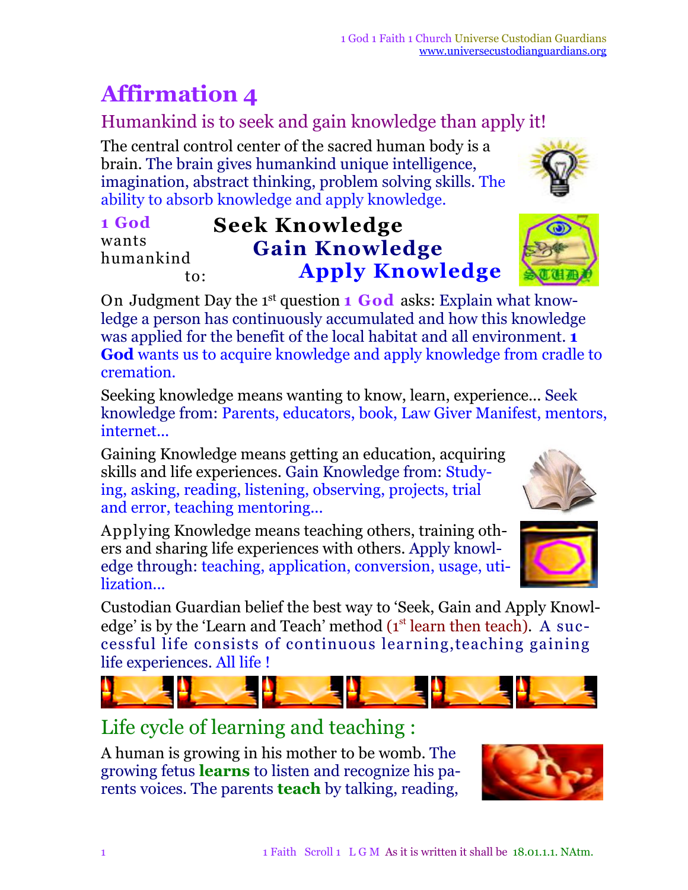# Affirmation 4

## Humankind is to seek and gain knowledge than apply it!

The central control center of the sacred human body is a brain. The brain gives humankind unique intelligence, imagination, abstract thinking, problem solving skills. The ability to absorb knowledge and apply knowledge.

**1 God** wants humankind to:

**Seek Knowledge**
**Gain Knowledge**
**Apply Knowledge**

On Judgment Day the 1st question **1 God** asks: Explain what knowledge a person has continuously accumulated and how this knowledge was applied for the benefit of the local habitat and all environment. **1 God** wants us to acquire knowledge and apply knowledge from cradle to cremation.

Seeking knowledge means wanting to know, learn, experience… Seek knowledge from: Parents, educators, book, Law Giver Manifest, mentors, internet…

Gaining Knowledge means getting an education, acquiring skills and life experiences. Gain Knowledge from: Studying, asking, reading, listening, observing, projects, trial and error, teaching mentoring…

Applying Knowledge means teaching others, training others and sharing life experiences with others. Apply knowledge through: teaching, application, conversion, usage, utilization…

Custodian Guardian belief the best way to 'Seek, Gain and Apply Knowledge' is by the 'Learn and Teach' method (1st learn then teach). A successful life consists of continuous learning,teaching gaining life experiences. All life !

## Life cycle of learning and teaching :

A human is growing in his mother to be womb. The growing fetus **learns** to listen and recognize his parents voices. The parents **teach** by talking, reading,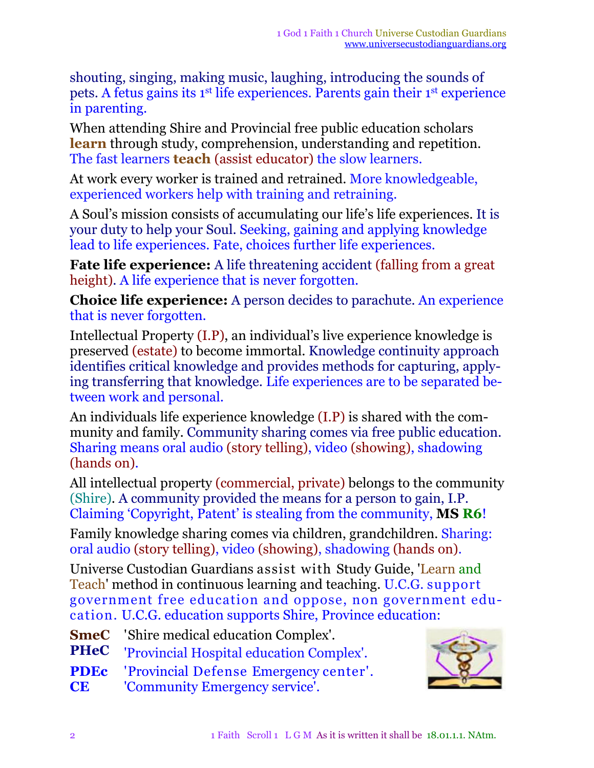shouting, singing, making music, laughing, introducing the sounds of pets. A fetus gains its 1st life experiences. Parents gain their 1st experience in parenting.

When attending Shire and Provincial free public education scholars **learn** through study, comprehension, understanding and repetition. The fast learners **teach** (assist educator) the slow learners.

At work every worker is trained and retrained. More knowledgeable, experienced workers help with training and retraining.

A Soul's mission consists of accumulating our life's life experiences. It is your duty to help your Soul. Seeking, gaining and applying knowledge lead to life experiences. Fate, choices further life experiences.

**Fate life experience:** A life threatening accident (falling from a great height). A life experience that is never forgotten.

**Choice life experience:** A person decides to parachute. An experience that is never forgotten.

Intellectual Property (I.P), an individual's live experience knowledge is preserved (estate) to become immortal. Knowledge continuity approach identifies critical knowledge and provides methods for capturing, applying transferring that knowledge. Life experiences are to be separated between work and personal.

An individuals life experience knowledge (I.P) is shared with the community and family. Community sharing comes via free public education. Sharing means oral audio (story telling), video (showing), shadowing (hands on).

All intellectual property (commercial, private) belongs to the community (Shire). A community provided the means for a person to gain, I.P. Claiming 'Copyright, Patent' is stealing from the community, **MS R6**!

Family knowledge sharing comes via children, grandchildren. Sharing: oral audio (story telling), video (showing), shadowing (hands on).

Universe Custodian Guardians assist with Study Guide, 'Learn and Teach' method in continuous learning and teaching. U.C.G. support government free education and oppose, non government education. U.C.G. education supports Shire, Province education:

**SmeC** 'Shire medical education Complex'.
**PHeC** 'Provincial Hospital education Complex'.
**PDEc** 'Provincial Defense Emergency center'.
**CE** 'Community Emergency service'.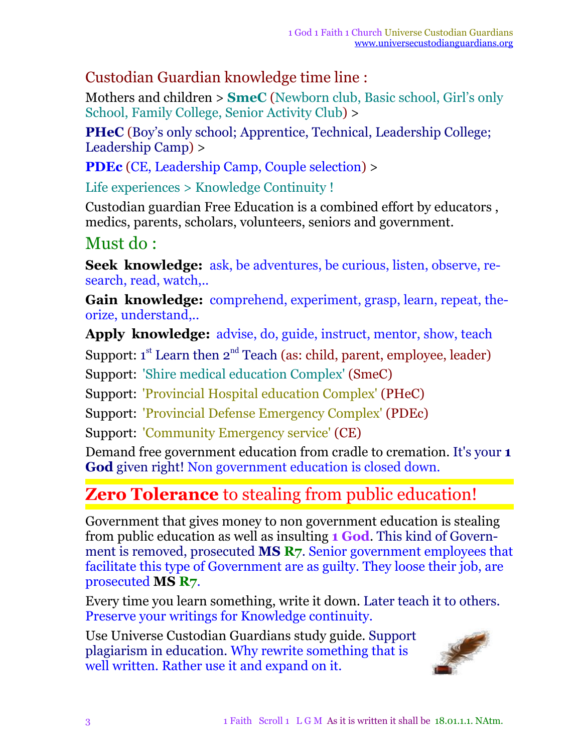## Custodian Guardian knowledge time line :

Mothers and children > **SmeC** (Newborn club, Basic school, Girl's only School, Family College, Senior Activity Club) >

**PHeC** (Boy's only school; Apprentice, Technical, Leadership College; Leadership Camp) >

**PDEc** (CE, Leadership Camp, Couple selection) >

Life experiences > Knowledge Continuity !

Custodian guardian Free Education is a combined effort by educators , medics, parents, scholars, volunteers, seniors and government.

## Must do :

**Seek knowledge:** ask, be adventures, be curious, listen, observe, research, read, watch,..

**Gain knowledge:** comprehend, experiment, grasp, learn, repeat, theorize, understand,..

**Apply knowledge:** advise, do, guide, instruct, mentor, show, teach

Support: 1st Learn then 2nd Teach (as: child, parent, employee, leader)

Support: 'Shire medical education Complex' (SmeC)

Support: 'Provincial Hospital education Complex' (PHeC)

Support: 'Provincial Defense Emergency Complex' (PDEc)

Support: 'Community Emergency service' (CE)

Demand free government education from cradle to cremation. It's your **1 God** given right! Non government education is closed down.

## **Zero Tolerance** to stealing from public education!

Government that gives money to non government education is stealing from public education as well as insulting **1 God**. This kind of Government is removed, prosecuted **MS R7**. Senior government employees that facilitate this type of Government are as guilty. They loose their job, are prosecuted **MS R7**.

Every time you learn something, write it down. Later teach it to others. Preserve your writings for Knowledge continuity.

Use Universe Custodian Guardians study guide. Support plagiarism in education. Why rewrite something that is well written. Rather use it and expand on it.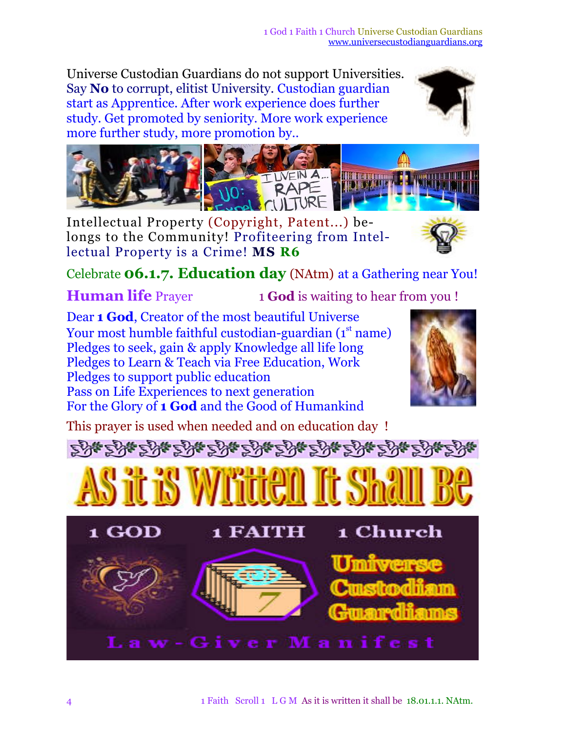Universe Custodian Guardians do not support Universities. Say **No** to corrupt, elitist University. Custodian guardian start as Apprentice. After work experience does further study. Get promoted by seniority. More work experience more further study, more promotion by..

Intellectual Property (Copyright, Patent...) belongs to the Community! Profiteering from Intellectual Property is a Crime! **MS R6**

Celebrate **06.1.7. Education day** (NAtm) at a Gathering near You!

## Human life Prayer

1 **God** is waiting to hear from you !

Dear **1 God**, Creator of the most beautiful Universe
Your most humble faithful custodian-guardian (1st name)
Pledges to seek, gain & apply Knowledge all life long
Pledges to Learn & Teach via Free Education, Work
Pledges to support public education
Pass on Life Experiences to next generation
For the Glory of **1 God** and the Good of Humankind

This prayer is used when needed and on education day !

# As it is Written It Shall Be

1 GOD 1 FAITH 1 Church

Universe Custodian Guardians

Law-Giver Manifest

1 Faith Scroll 1 L G M As it is written it shall be 18.01.1.1. NAtm.